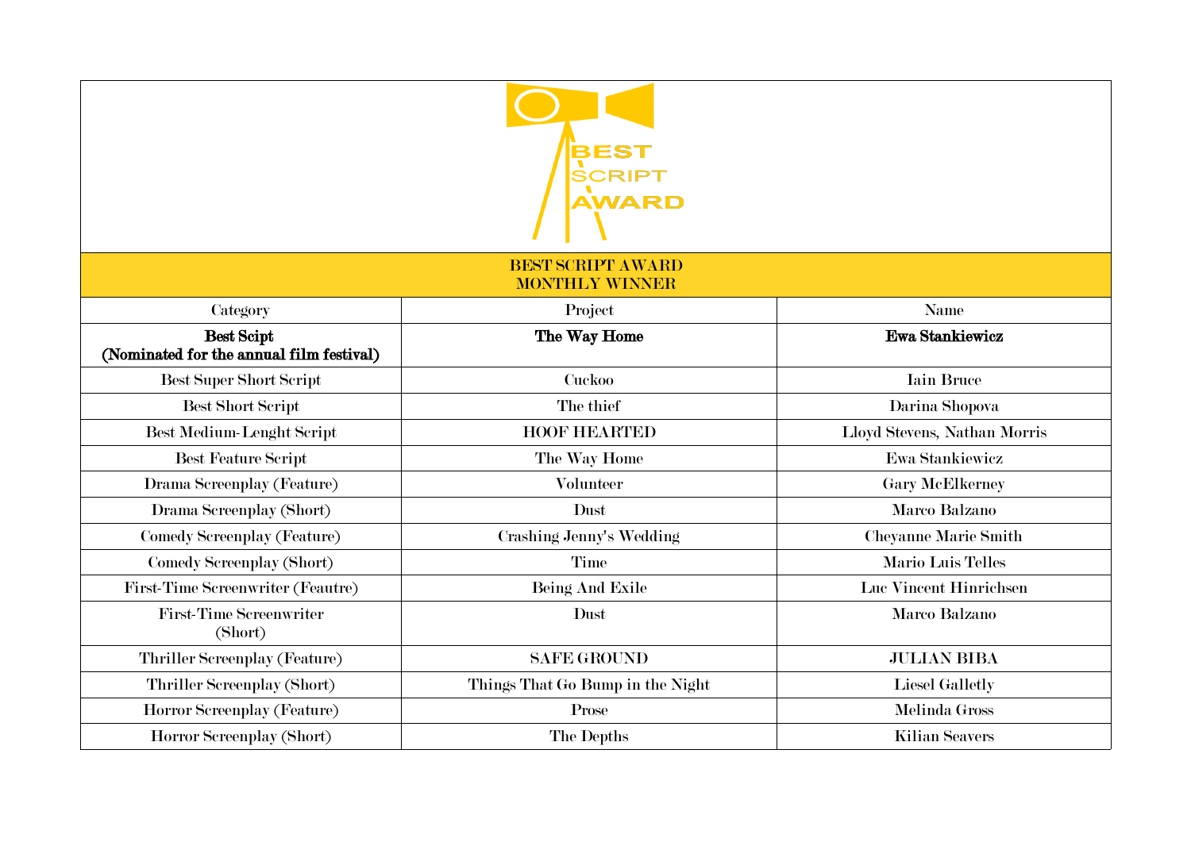BEST SCRIPT AWARD

| BEST SCRIPT AWARD<br>MONTHLY WINNER | | |
|---|---|---|
| Category | Project | Name |
| **Best Scipt**<br>**(Nominated for the annual film festival)** | **The Way Home** | **Ewa Stankiewicz** |
| Best Super Short Script | Cuckoo | Iain Bruce |
| Best Short Script | The thief | Darina Shopova |
| Best Medium-Lenght Script | HOOF HEARTED | Lloyd Stevens, Nathan Morris |
| Best Feature Script | The Way Home | Ewa Stankiewicz |
| Drama Screenplay (Feature) | Volunteer | Gary McElkerney |
| Drama Screenplay (Short) | Dust | Marco Balzano |
| Comedy Screenplay (Feature) | Crashing Jenny's Wedding | Cheyanne Marie Smith |
| Comedy Screenplay (Short) | Time | Mario Luis Telles |
| First-Time Screenwriter (Feautre) | Being And Exile | Luc Vincent Hinrichsen |
| First-Time Screenwriter<br>(Short) | Dust | Marco Balzano |
| Thriller Screenplay (Feature) | SAFE GROUND | JULIAN BIBA |
| Thriller Screenplay (Short) | Things That Go Bump in the Night | Liesel Galletly |
| Horror Screenplay (Feature) | Prose | Melinda Gross |
| Horror Screenplay (Short) | The Depths | Kilian Seavers |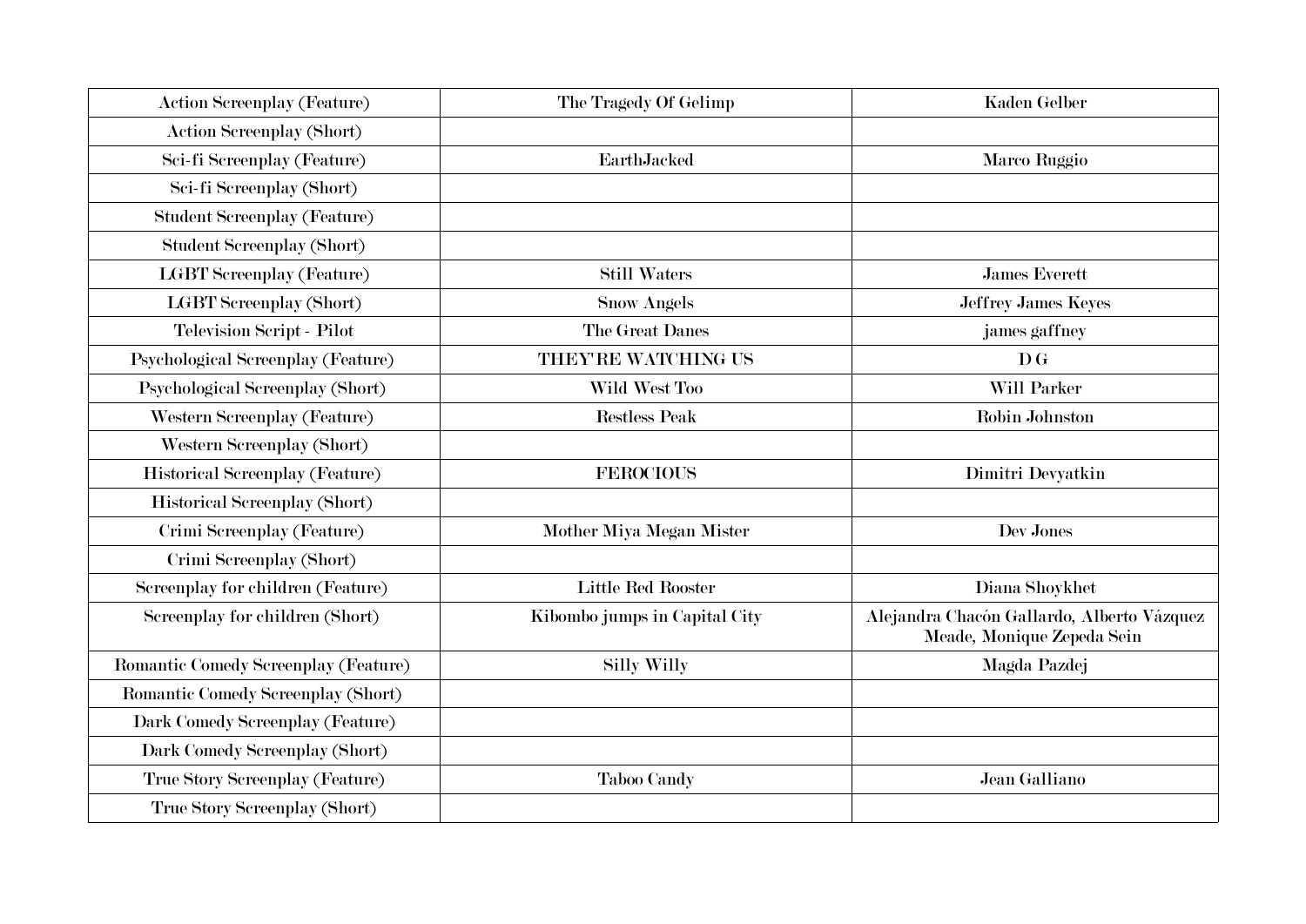| Action Screenplay (Feature) | The Tragedy Of Gelimp | Kaden Gelber |
|---|---|---|
| Action Screenplay (Short) | | |
| Sci-fi Screenplay (Feature) | EarthJacked | Marco Ruggio |
| Sci-fi Screenplay (Short) | | |
| Student Screenplay (Feature) | | |
| Student Screenplay (Short) | | |
| LGBT Screenplay (Feature) | Still Waters | James Everett |
| LGBT Screenplay (Short) | Snow Angels | Jeffrey James Keyes |
| Television Script - Pilot | The Great Danes | james gaffney |
| Psychological Screenplay (Feature) | THEY'RE WATCHING US | D G |
| Psychological Screenplay (Short) | Wild West Too | Will Parker |
| Western Screenplay (Feature) | Restless Peak | Robin Johnston |
| Western Screenplay (Short) | | |
| Historical Screenplay (Feature) | FEROCIOUS | Dimitri Devyatkin |
| Historical Screenplay (Short) | | |
| Crimi Screenplay (Feature) | Mother Miya Megan Mister | Dev Jones |
| Crimi Screenplay (Short) | | |
| Screenplay for children (Feature) | Little Red Rooster | Diana Shoykhet |
| Screenplay for children (Short) | Kibombo jumps in Capital City | Alejandra Chacón Gallardo, Alberto Vázquez Meade, Monique Zepeda Sein |
| Romantic Comedy Screenplay (Feature) | Silly Willy | Magda Pazdej |
| Romantic Comedy Screenplay (Short) | | |
| Dark Comedy Screenplay (Feature) | | |
| Dark Comedy Screenplay (Short) | | |
| True Story Screenplay (Feature) | Taboo Candy | Jean Galliano |
| True Story Screenplay (Short) | | |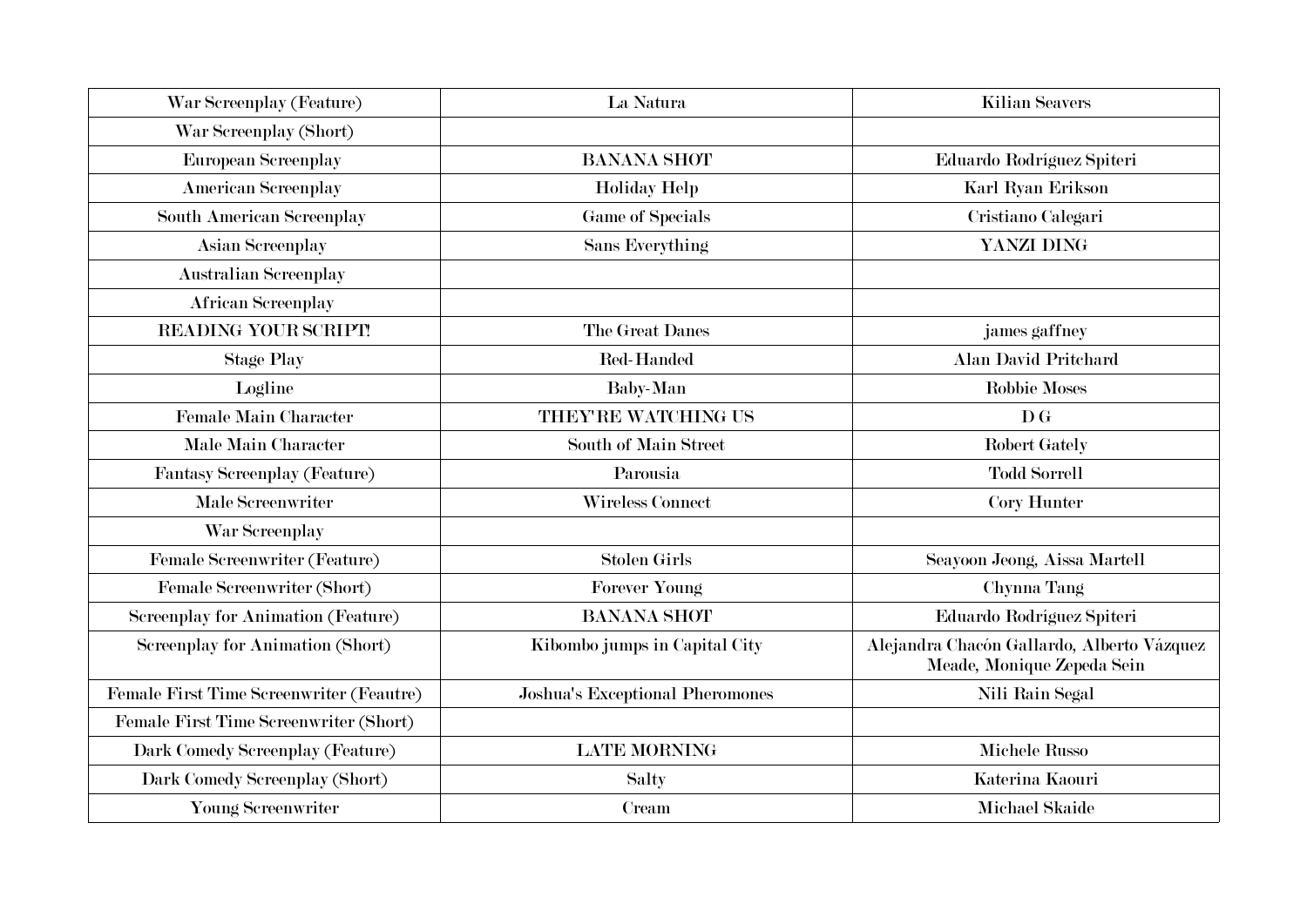| War Screenplay (Feature) | La Natura | Kilian Seavers |
|---|---|---|
| War Screenplay (Short) | | |
| European Screenplay | BANANA SHOT | Eduardo Rodríguez Spiteri |
| American Screenplay | Holiday Help | Karl Ryan Erikson |
| South American Screenplay | Game of Specials | Cristiano Calegari |
| Asian Screenplay | Sans Everything | YANZI DING |
| Australian Screenplay | | |
| African Screenplay | | |
| READING YOUR SCRIPT! | The Great Danes | james gaffney |
| Stage Play | Red-Handed | Alan David Pritchard |
| Logline | Baby-Man | Robbie Moses |
| Female Main Character | THEY'RE WATCHING US | D G |
| Male Main Character | South of Main Street | Robert Gately |
| Fantasy Screenplay (Feature) | Parousia | Todd Sorrell |
| Male Screenwriter | Wireless Connect | Cory Hunter |
| War Screenplay | | |
| Female Screenwriter (Feature) | Stolen Girls | Seayoon Jeong, Aissa Martell |
| Female Screenwriter (Short) | Forever Young | Chynna Tang |
| Screenplay for Animation (Feature) | BANANA SHOT | Eduardo Rodríguez Spiteri |
| Screenplay for Animation (Short) | Kibombo jumps in Capital City | Alejandra Chacón Gallardo, Alberto Vázquez Meade, Monique Zepeda Sein |
| Female First Time Screenwriter (Feautre) | Joshua's Exceptional Pheromones | Nili Rain Segal |
| Female First Time Screenwriter (Short) | | |
| Dark Comedy Screenplay (Feature) | LATE MORNING | Michele Russo |
| Dark Comedy Screenplay (Short) | Salty | Katerina Kaouri |
| Young Screenwriter | Cream | Michael Skaide |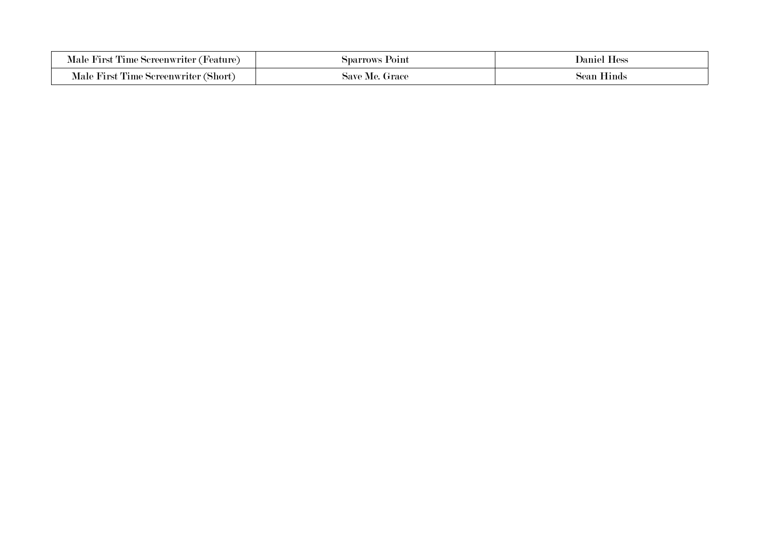| | | |
|---|---|---|
| Male First Time Screenwriter (Feature) | Sparrows Point | Daniel Hess |
| Male First Time Screenwriter (Short) | Save Me. Grace | Sean Hinds |